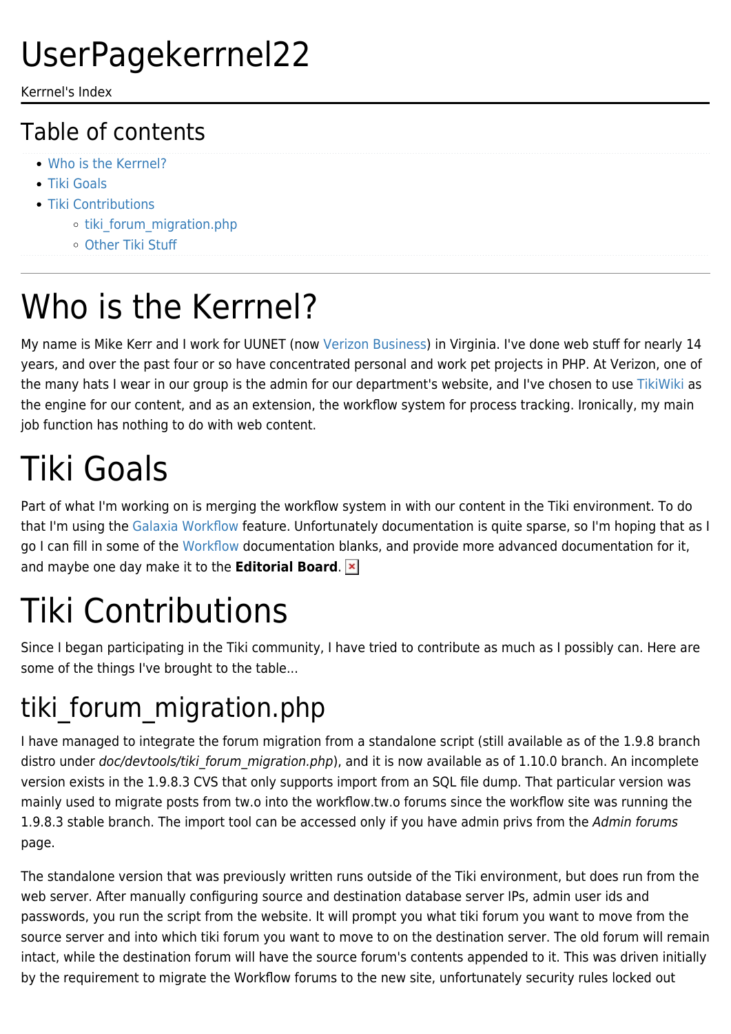# UserPagekerrnel22

Kerrnel's Index

## Table of contents

- Who is the Kerrnel?
- Tiki Goals
- Tiki Contributions
  - tiki_forum_migration.php
  - Other Tiki Stuff

# Who is the Kerrnel?

My name is Mike Kerr and I work for UUNET (now Verizon Business) in Virginia. I've done web stuff for nearly 14 years, and over the past four or so have concentrated personal and work pet projects in PHP. At Verizon, one of the many hats I wear in our group is the admin for our department's website, and I've chosen to use TikiWiki as the engine for our content, and as an extension, the workflow system for process tracking. Ironically, my main job function has nothing to do with web content.

# Tiki Goals

Part of what I'm working on is merging the workflow system in with our content in the Tiki environment. To do that I'm using the Galaxia Workflow feature. Unfortunately documentation is quite sparse, so I'm hoping that as I go I can fill in some of the Workflow documentation blanks, and provide more advanced documentation for it, and maybe one day make it to the **Editorial Board**.

# Tiki Contributions

Since I began participating in the Tiki community, I have tried to contribute as much as I possibly can. Here are some of the things I've brought to the table...

## tiki_forum_migration.php

I have managed to integrate the forum migration from a standalone script (still available as of the 1.9.8 branch distro under *doc/devtools/tiki_forum_migration.php*), and it is now available as of 1.10.0 branch. An incomplete version exists in the 1.9.8.3 CVS that only supports import from an SQL file dump. That particular version was mainly used to migrate posts from tw.o into the workflow.tw.o forums since the workflow site was running the 1.9.8.3 stable branch. The import tool can be accessed only if you have admin privs from the *Admin forums* page.

The standalone version that was previously written runs outside of the Tiki environment, but does run from the web server. After manually configuring source and destination database server IPs, admin user ids and passwords, you run the script from the website. It will prompt you what tiki forum you want to move from the source server and into which tiki forum you want to move to on the destination server. The old forum will remain intact, while the destination forum will have the source forum's contents appended to it. This was driven initially by the requirement to migrate the Workflow forums to the new site, unfortunately security rules locked out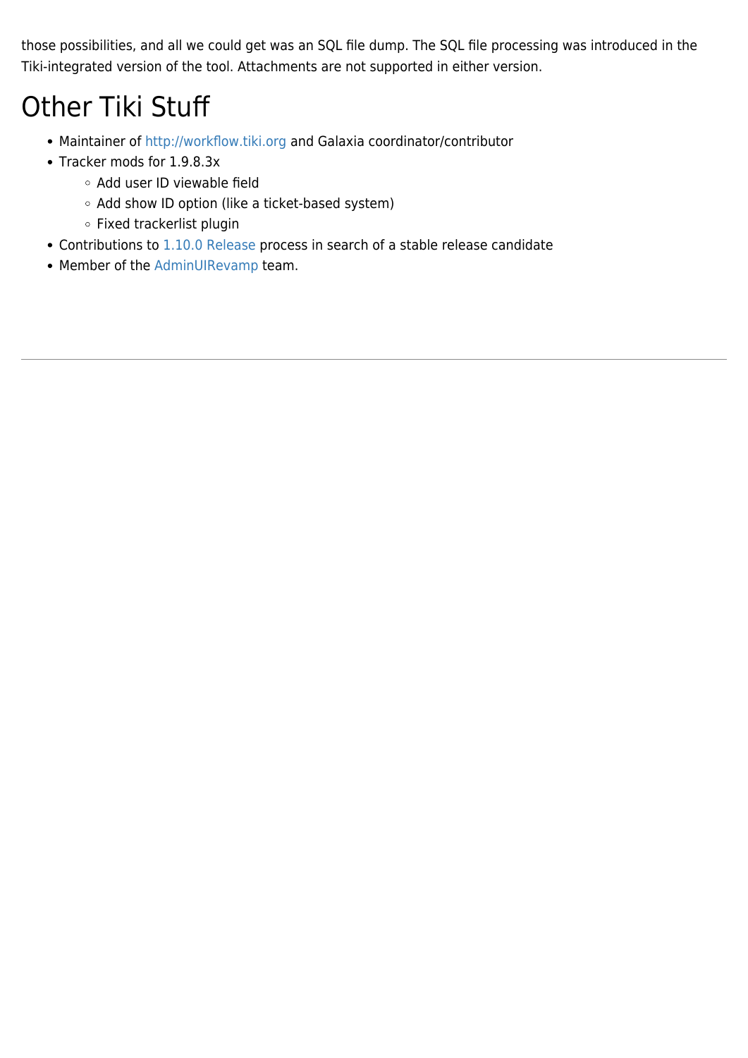those possibilities, and all we could get was an SQL file dump. The SQL file processing was introduced in the Tiki-integrated version of the tool. Attachments are not supported in either version.

# Other Tiki Stuff

- Maintainer of http://workflow.tiki.org and Galaxia coordinator/contributor
- Tracker mods for 1.9.8.3x
  - Add user ID viewable field
  - Add show ID option (like a ticket-based system)
  - Fixed trackerlist plugin
- Contributions to 1.10.0 Release process in search of a stable release candidate
- Member of the AdminUIRevamp team.